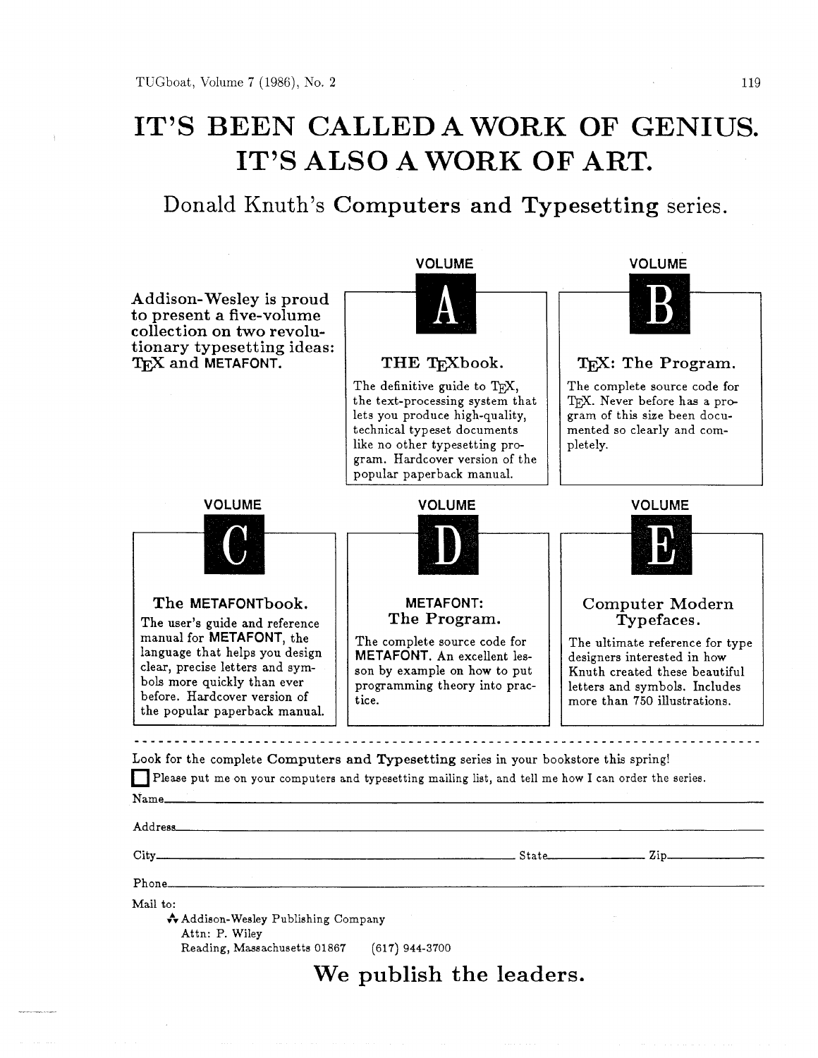# IT'S BEEN CALLED A WORK OF GENIUS. IT'S ALSO A WORK OF ART.

## Donald Knuth's **Computers and Typesetting** series.

**Addison-Wesley is proud to present a five-volume collection on two revolutionary typesetting ideas: TeX and METAFONT.**

### VOLUME A

**THE TeXbook.**

The definitive guide to TeX, the text-processing system that lets you produce high-quality, technical typeset documents like no other typesetting program. Hardcover version of the popular paperback manual.

### VOLUME B

**TeX: The Program.**

The complete source code for TeX. Never before has a program of this size been documented so clearly and completely.

### VOLUME C

**The METAFONTbook.**

The user's guide and reference manual for **METAFONT**, the language that helps you design clear, precise letters and symbols more quickly than ever before. Hardcover version of the popular paperback manual.

### VOLUME D

**METAFONT: The Program.**

The complete source code for **METAFONT**. An excellent lesson by example on how to put programming theory into practice.

### VOLUME E

**Computer Modern Typefaces.**

The ultimate reference for type designers interested in how Knuth created these beautiful letters and symbols. Includes more than 750 illustrations.

---

Look for the complete **Computers and Typesetting** series in your bookstore this spring!

☐ Please put me on your computers and typesetting mailing list, and tell me how I can order the series.

Name\_\_\_\_\_\_\_\_\_\_\_\_\_\_\_\_\_\_\_\_\_\_\_\_\_\_\_\_\_\_\_\_\_\_\_\_\_\_\_\_

Address\_\_\_\_\_\_\_\_\_\_\_\_\_\_\_\_\_\_\_\_\_\_\_\_\_\_\_\_\_\_\_\_\_\_\_\_\_\_

City\_\_\_\_\_\_\_\_\_\_\_\_\_\_\_\_\_\_\_\_\_\_ State\_\_\_\_\_\_\_\_\_\_ Zip\_\_\_\_\_\_\_\_\_\_

Phone\_\_\_\_\_\_\_\_\_\_\_\_\_\_\_\_\_\_\_\_\_\_\_\_\_\_\_\_\_\_\_\_\_\_\_\_\_\_\_\_

Mail to:

Addison-Wesley Publishing Company
Attn: P. Wiley
Reading, Massachusetts 01867 (617) 944-3700

## We publish the leaders.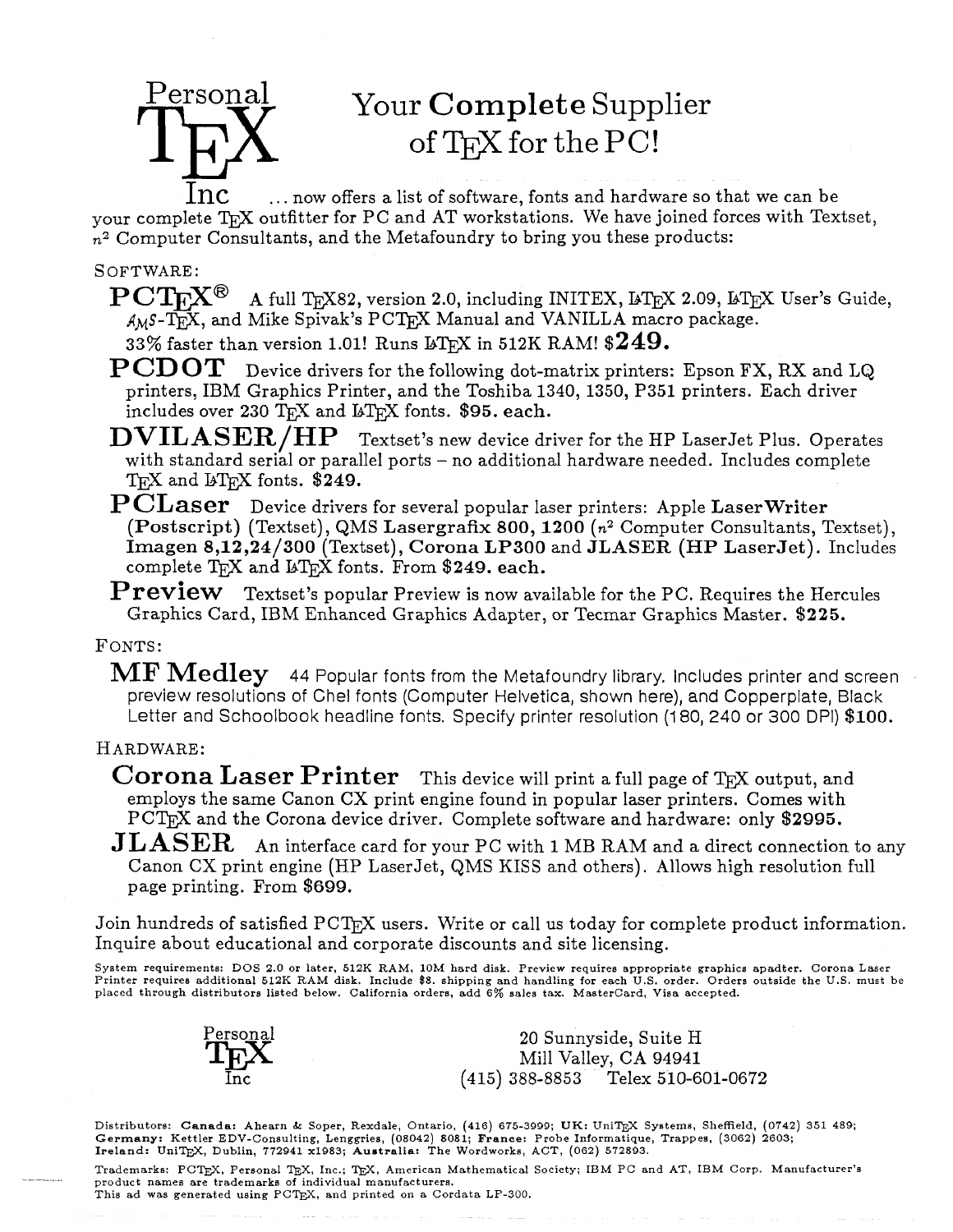# Personal TEX Inc

## Your **Complete** Supplier of TEX for the PC!

... now offers a list of software, fonts and hardware so that we can be your complete TEX outfitter for PC and AT workstations. We have joined forces with Textset, $n^2$ Computer Consultants, and the Metafoundry to bring you these products:

SOFTWARE:

**PCTEX®** A full TEX82, version 2.0, including INITEX, LATEX 2.09, LATEX User's Guide, AMS-TEX, and Mike Spivak's PCTEX Manual and VANILLA macro package. 33% faster than version 1.01! Runs LATEX in 512K RAM! **$249.**

**PCDOT** Device drivers for the following dot-matrix printers: Epson FX, RX and LQ printers, IBM Graphics Printer, and the Toshiba 1340, 1350, P351 printers. Each driver includes over 230 TEX and LATEX fonts. **$95. each.**

**DVILASER/HP** Textset's new device driver for the HP LaserJet Plus. Operates with standard serial or parallel ports – no additional hardware needed. Includes complete TEX and LATEX fonts. **$249.**

**PCLaser** Device drivers for several popular laser printers: Apple **LaserWriter (Postscript)** (Textset), QMS **Lasergrafix 800, 1200** ($n^2$ Computer Consultants, Textset), **Imagen 8,12,24/300** (Textset), **Corona LP300** and **JLASER (HP LaserJet)**. Includes complete TEX and LATEX fonts. From **$249. each.**

**Preview** Textset's popular Preview is now available for the PC. Requires the Hercules Graphics Card, IBM Enhanced Graphics Adapter, or Tecmar Graphics Master. **$225.**

FONTS:

**MF Medley** 44 Popular fonts from the Metafoundry library. Includes printer and screen preview resolutions of Chel fonts (Computer Helvetica, shown here), and Copperplate, Black Letter and Schoolbook headline fonts. Specify printer resolution (180, 240 or 300 DPI) **$100.**

HARDWARE:

**Corona Laser Printer** This device will print a full page of TEX output, and employs the same Canon CX print engine found in popular laser printers. Comes with PCTEX and the Corona device driver. Complete software and hardware: only **$2995.**

**JLASER** An interface card for your PC with 1 MB RAM and a direct connection to any Canon CX print engine (HP LaserJet, QMS KISS and others). Allows high resolution full page printing. From **$699.**

Join hundreds of satisfied PCTEX users. Write or call us today for complete product information. Inquire about educational and corporate discounts and site licensing.

System requirements: DOS 2.0 or later, 512K RAM, 10M hard disk. Preview requires appropriate graphics apadter. Corona Laser Printer requires additional 512K RAM disk. Include $8. shipping and handling for each U.S. order. Orders outside the U.S. must be placed through distributors listed below. California orders, add 6% sales tax. MasterCard, Visa accepted.

Personal TEX Inc

20 Sunnyside, Suite H
Mill Valley, CA 94941
(415) 388-8853 Telex 510-601-0672

Distributors: **Canada:** Ahearn & Soper, Rexdale, Ontario, (416) 675-3999; **UK:** UniTEX Systems, Sheffield, (0742) 351 489; **Germany:** Kettler EDV-Consulting, Lenggries, (08042) 8081; **France:** Probe Informatique, Trappes, (3062) 2603; **Ireland:** UniTEX, Dublin, 772941 x1983; **Australia:** The Wordworks, ACT, (062) 572893.

Trademarks: PCTEX, Personal TEX, Inc.; TEX, American Mathematical Society; IBM PC and AT, IBM Corp. Manufacturer's product names are trademarks of individual manufacturers.
This ad was generated using PCTEX, and printed on a Cordata LP-300.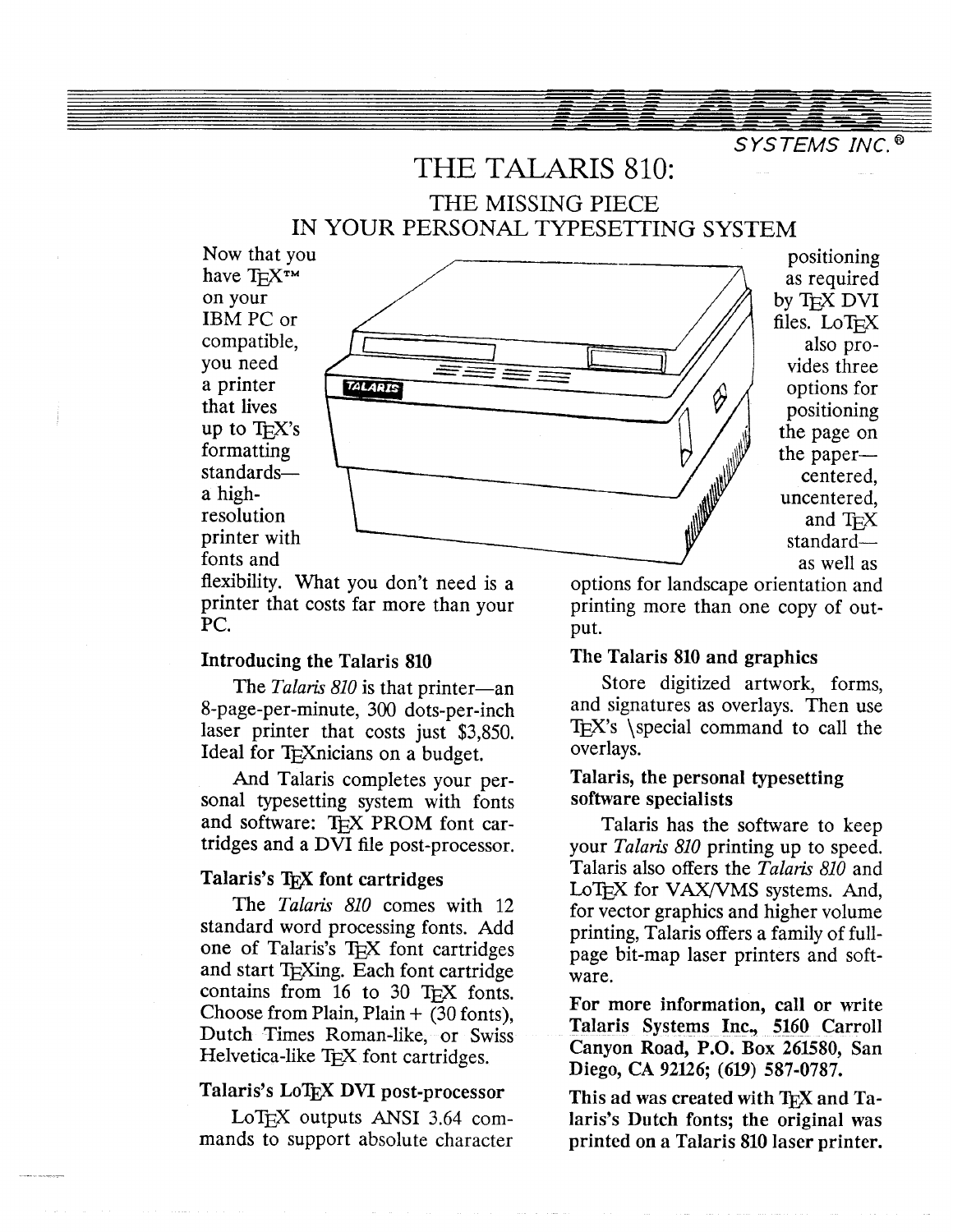TALARIS SYSTEMS INC.®

# THE TALARIS 810:

## THE MISSING PIECE IN YOUR PERSONAL TYPESETTING SYSTEM

Now that you have TeX™ on your IBM PC or compatible, you need a printer that lives up to TeX's formatting standards—a high-resolution printer with fonts and flexibility. What you don't need is a printer that costs far more than your PC.

### Introducing the Talaris 810

The *Talaris 810* is that printer—an 8-page-per-minute, 300 dots-per-inch laser printer that costs just $3,850. Ideal for TeXnicians on a budget.

And Talaris completes your personal typesetting system with fonts and software: TeX PROM font cartridges and a DVI file post-processor.

### Talaris's TeX font cartridges

The *Talaris 810* comes with 12 standard word processing fonts. Add one of Talaris's TeX font cartridges and start TeXing. Each font cartridge contains from 16 to 30 TeX fonts. Choose from Plain, Plain + (30 fonts), Dutch Times Roman-like, or Swiss Helvetica-like TeX font cartridges.

### Talaris's LoTeX DVI post-processor

LoTeX outputs ANSI 3.64 commands to support absolute character positioning as required by TeX DVI files. LoTeX also provides three options for positioning the page on the paper—centered, uncentered, and TeX standard—as well as options for landscape orientation and printing more than one copy of output.

### The Talaris 810 and graphics

Store digitized artwork, forms, and signatures as overlays. Then use TeX's \special command to call the overlays.

### Talaris, the personal typesetting software specialists

Talaris has the software to keep your *Talaris 810* printing up to speed. Talaris also offers the *Talaris 810* and LoTeX for VAX/VMS systems. And, for vector graphics and higher volume printing, Talaris offers a family of full-page bit-map laser printers and software.

**For more information, call or write Talaris Systems Inc., 5160 Carroll Canyon Road, P.O. Box 261580, San Diego, CA 92126; (619) 587-0787.**

**This ad was created with TeX and Talaris's Dutch fonts; the original was printed on a Talaris 810 laser printer.**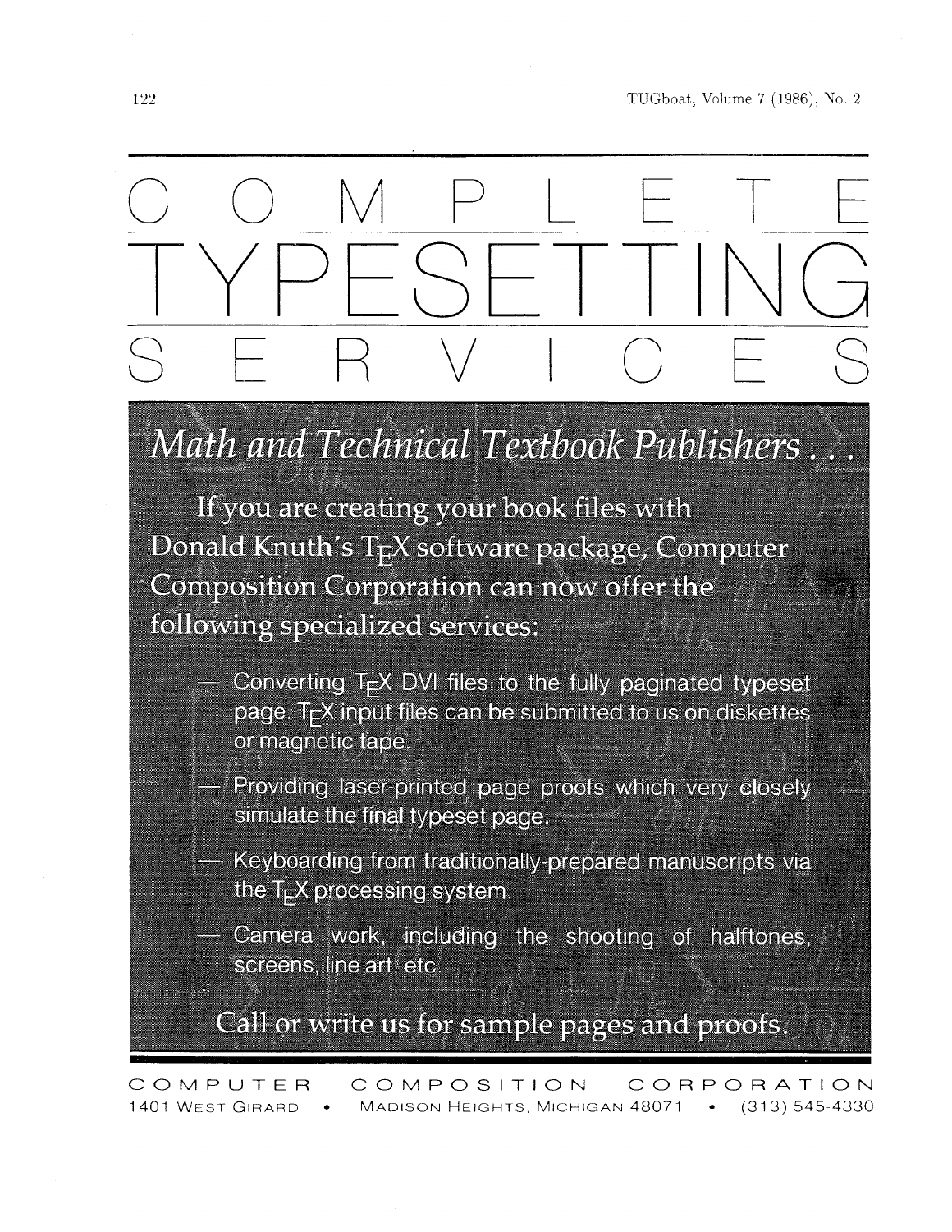# COMPLETE TYPESETTING SERVICES

*Math and Technical Textbook Publishers . . .*

If you are creating your book files with Donald Knuth's TEX software package, Computer Composition Corporation can now offer the following specialized services:

- Converting TEX DVI files to the fully paginated typeset page. TEX input files can be submitted to us on diskettes or magnetic tape.
- Providing laser-printed page proofs which very closely simulate the final typeset page.
- Keyboarding from traditionally-prepared manuscripts via the TEX processing system.
- Camera work, including the shooting of halftones, screens, line art, etc.

Call or write us for sample pages and proofs.

COMPUTER COMPOSITION CORPORATION
1401 West Girard • Madison Heights, Michigan 48071 • (313) 545-4330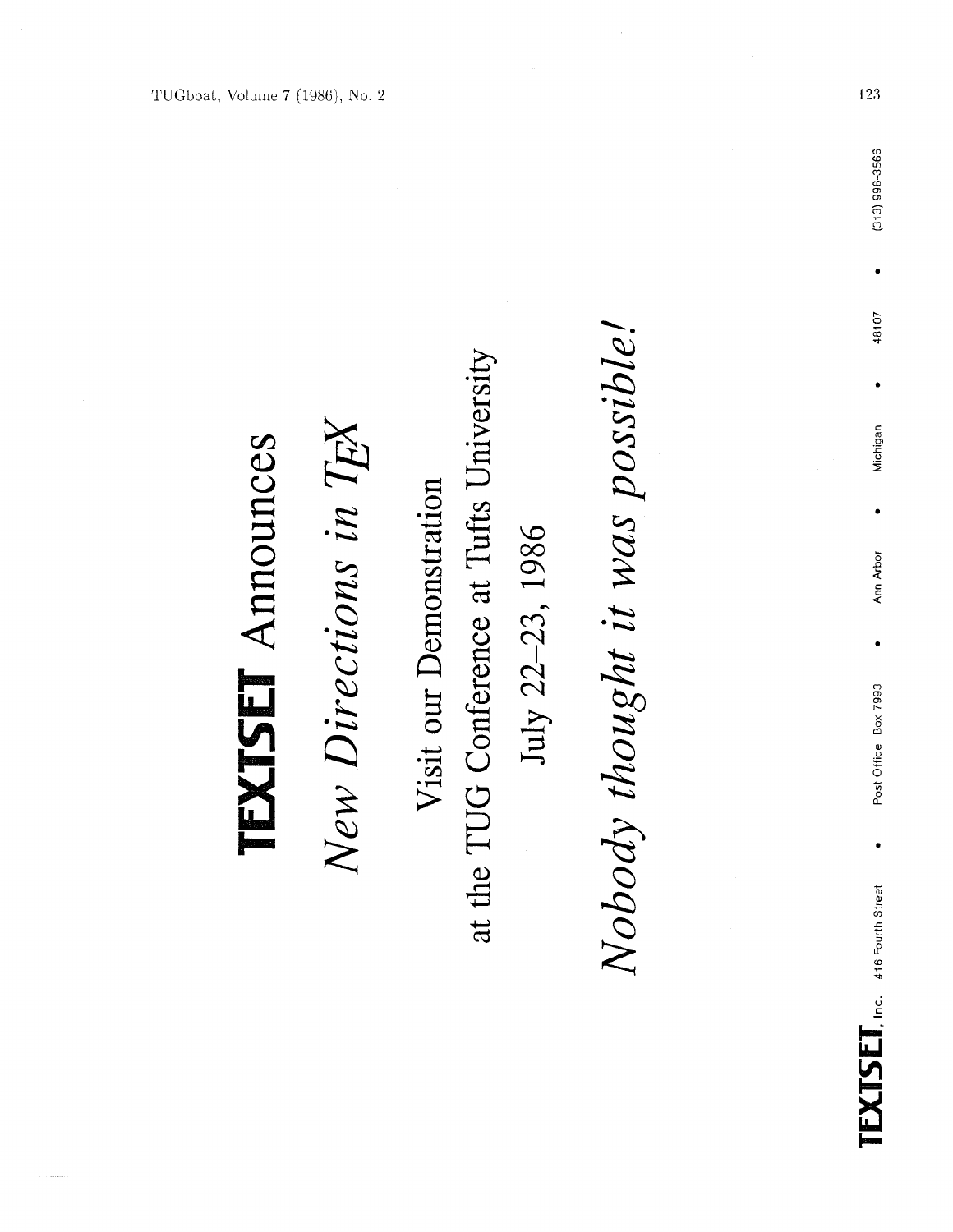# **TEXTSET** Announces

## *New Directions in TeX*

Visit our Demonstration

at the TUG Conference at Tufts University

July 22–23, 1986

*Nobody thought it was possible!*

**TEXTSET**, Inc. • 416 Fourth Street • Post Office Box 7993 • Ann Arbor • Michigan • 48107 • (313) 996-3566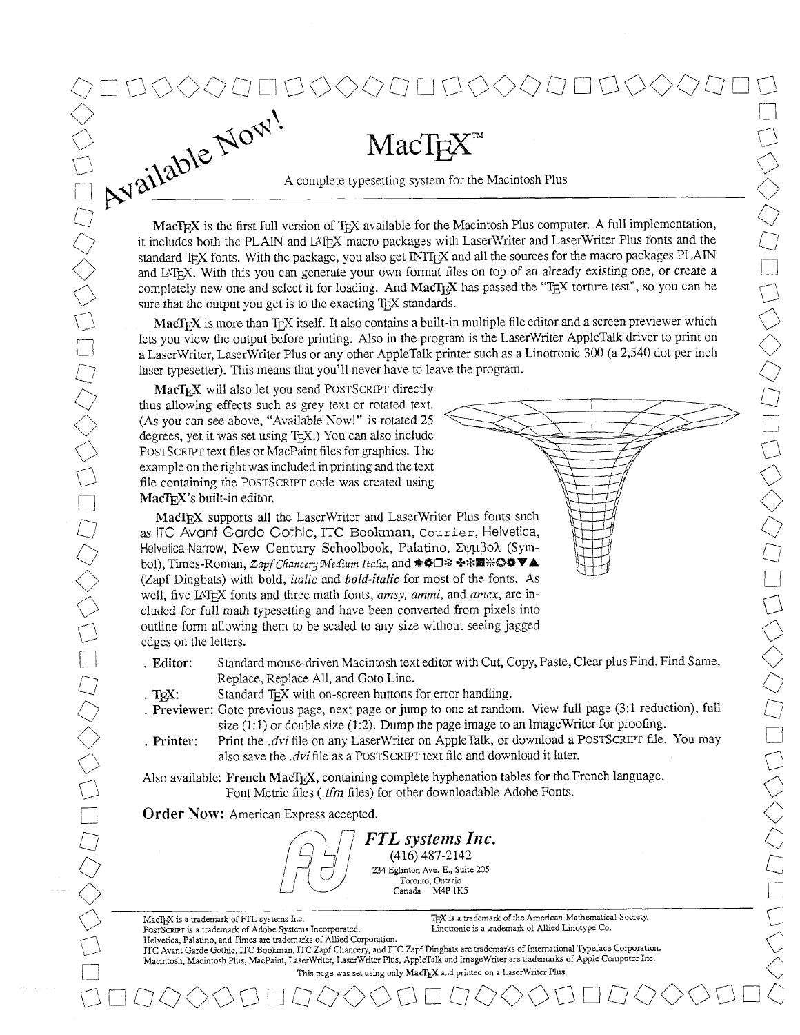Available Now!

# MacTEX™

A complete typesetting system for the Macintosh Plus

**MacTEX** is the first full version of TEX available for the Macintosh Plus computer. A full implementation, it includes both the PLAIN and LATEX macro packages with LaserWriter and LaserWriter Plus fonts and the standard TEX fonts. With the package, you also get INITEX and all the sources for the macro packages PLAIN and LATEX. With this you can generate your own format files on top of an already existing one, or create a completely new one and select it for loading. And **MacTEX** has passed the "TEX torture test", so you can be sure that the output you get is to the exacting TEX standards.

**MacTEX** is more than TEX itself. It also contains a built-in multiple file editor and a screen previewer which lets you view the output before printing. Also in the program is the LaserWriter AppleTalk driver to print on a LaserWriter, LaserWriter Plus or any other AppleTalk printer such as a Linotronic 300 (a 2,540 dot per inch laser typesetter). This means that you'll never have to leave the program.

**MacTEX** will also let you send POSTSCRIPT directly thus allowing effects such as grey text or rotated text. (As you can see above, "Available Now!" is rotated 25 degrees, yet it was set using TEX.) You can also include POSTSCRIPT text files or MacPaint files for graphics. The example on the right was included in printing and the text file containing the POSTSCRIPT code was created using **MacTEX**'s built-in editor.

**MacTEX** supports all the LaserWriter and LaserWriter Plus fonts such as ITC Avant Garde Gothic, ITC Bookman, Courier, Helvetica, Helvetica-Narrow, New Century Schoolbook, Palatino, Σψμβολ (Symbol), Times-Roman, *Zapf Chancery Medium Italic*, and ✺✿❒✼ ✣✼■✼✪✿▼▲ (Zapf Dingbats) with **bold**, *italic* and ***bold-italic*** for most of the fonts. As well, five LATEX fonts and three math fonts, *amsy*, *ammi*, and *amex*, are included for full math typesetting and have been converted from pixels into outline form allowing them to be scaled to any size without seeing jagged edges on the letters.

- **Editor:** Standard mouse-driven Macintosh text editor with Cut, Copy, Paste, Clear plus Find, Find Same, Replace, Replace All, and Goto Line.
- **TEX:** Standard TEX with on-screen buttons for error handling.
- **Previewer:** Goto previous page, next page or jump to one at random. View full page (3:1 reduction), full size (1:1) or double size (1:2). Dump the page image to an ImageWriter for proofing.
- **Printer:** Print the *.dvi* file on any LaserWriter on AppleTalk, or download a POSTSCRIPT file. You may also save the *.dvi* file as a POSTSCRIPT text file and download it later.

Also available: **French MacTEX**, containing complete hyphenation tables for the French language.
Font Metric files (*.tfm* files) for other downloadable Adobe Fonts.

**Order Now:** American Express accepted.

***FTL systems Inc.***
(416) 487-2142
234 Eglinton Ave. E., Suite 205
Toronto, Ontario
Canada M4P 1K5

MacTEX is a trademark of FTL systems Inc.
TEX is a trademark of the American Mathematical Society.
POSTSCRIPT is a trademark of Adobe Systems Incorporated.
Linotronic is a trademark of Allied Linotype Co.
Helvetica, Palatino, and Times are trademarks of Allied Corporation.
ITC Avant Garde Gothic, ITC Bookman, ITC Zapf Chancery, and ITC Zapf Dingbats are trademarks of International Typeface Corporation.
Macintosh, Macintosh Plus, MacPaint, LaserWriter, LaserWriter Plus, AppleTalk and ImageWriter are trademarks of Apple Computer Inc.

This page was set using only **MacTEX** and printed on a LaserWriter Plus.